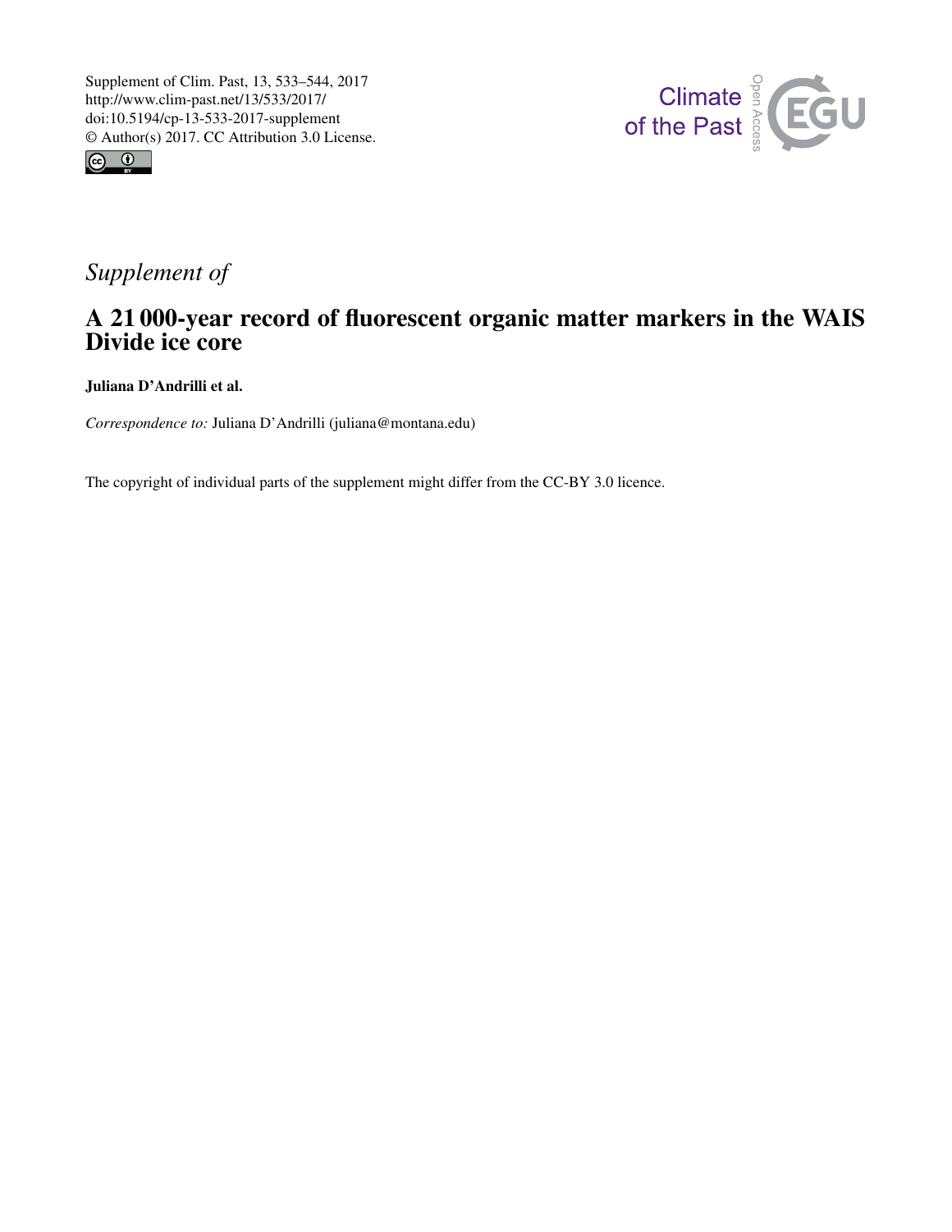Supplement of Clim. Past, 13, 533–544, 2017
http://www.clim-past.net/13/533/2017/
doi:10.5194/cp-13-533-2017-supplement
© Author(s) 2017. CC Attribution 3.0 License.

*Supplement of*

# A 21 000-year record of fluorescent organic matter markers in the WAIS Divide ice core

**Juliana D'Andrilli et al.**

*Correspondence to:* Juliana D'Andrilli (juliana@montana.edu)

The copyright of individual parts of the supplement might differ from the CC-BY 3.0 licence.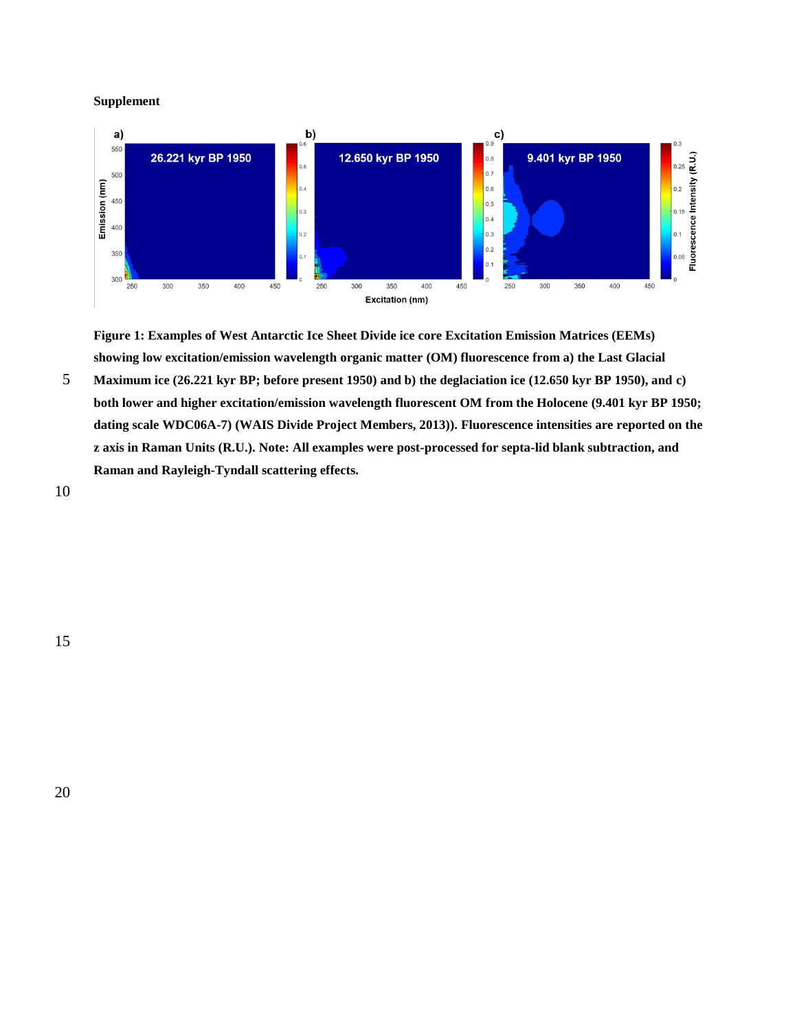**Supplement**

**Figure 1: Examples of West Antarctic Ice Sheet Divide ice core Excitation Emission Matrices (EEMs) showing low excitation/emission wavelength organic matter (OM) fluorescence from a) the Last Glacial Maximum ice (26.221 kyr BP; before present 1950) and b) the deglaciation ice (12.650 kyr BP 1950), and c) both lower and higher excitation/emission wavelength fluorescent OM from the Holocene (9.401 kyr BP 1950; dating scale WDC06A-7) (WAIS Divide Project Members, 2013)). Fluorescence intensities are reported on the z axis in Raman Units (R.U.). Note: All examples were post-processed for septa-lid blank subtraction, and Raman and Rayleigh-Tyndall scattering effects.**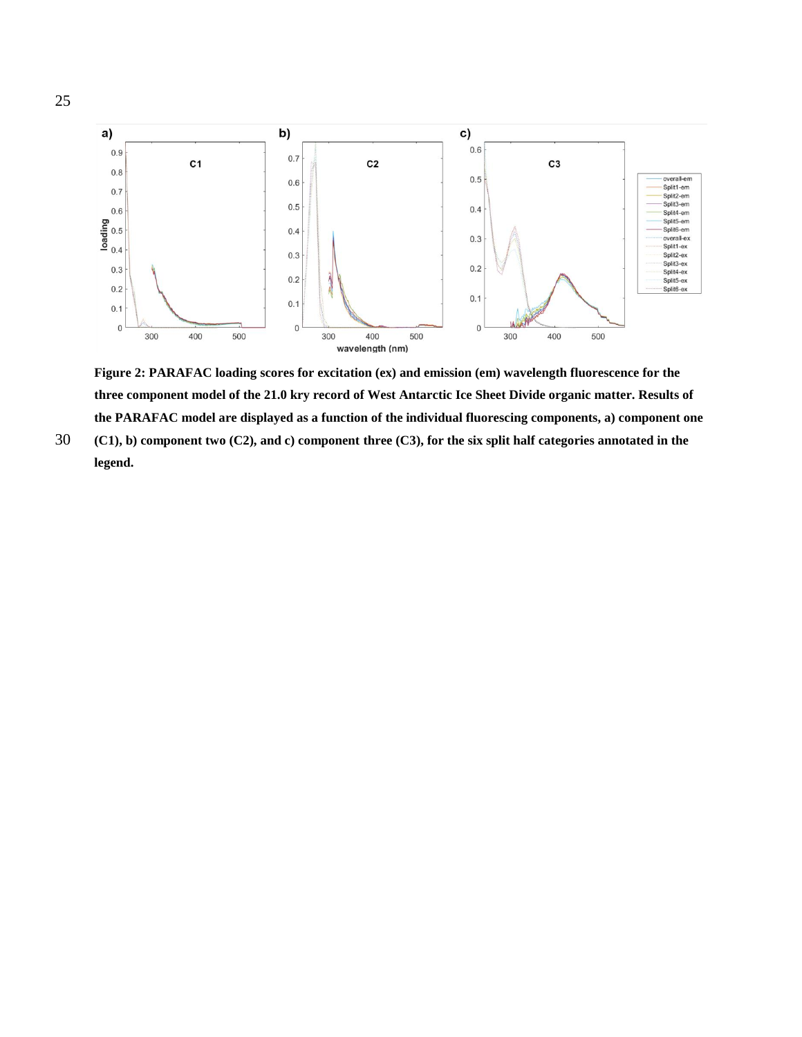**Figure 2: PARAFAC loading scores for excitation (ex) and emission (em) wavelength fluorescence for the three component model of the 21.0 kry record of West Antarctic Ice Sheet Divide organic matter. Results of the PARAFAC model are displayed as a function of the individual fluorescing components, a) component one (C1), b) component two (C2), and c) component three (C3), for the six split half categories annotated in the legend.**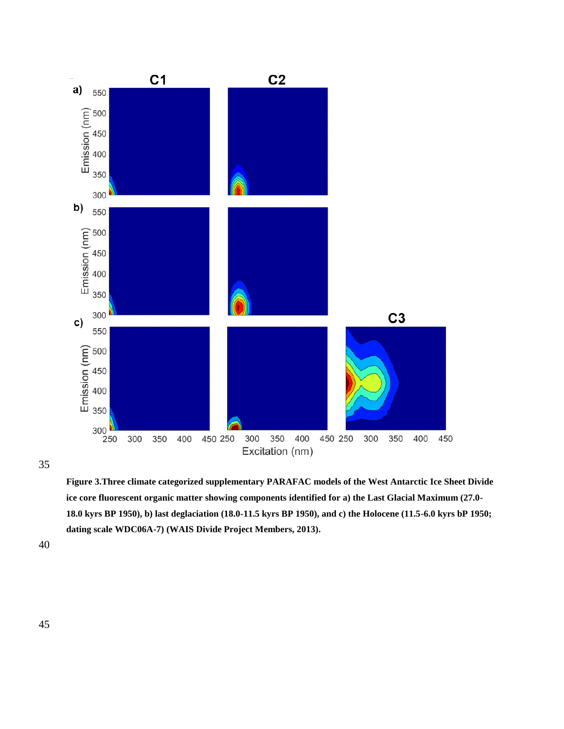**Figure 3.Three climate categorized supplementary PARAFAC models of the West Antarctic Ice Sheet Divide ice core fluorescent organic matter showing components identified for a) the Last Glacial Maximum (27.0-18.0 kyrs BP 1950), b) last deglaciation (18.0-11.5 kyrs BP 1950), and c) the Holocene (11.5-6.0 kyrs bP 1950; dating scale WDC06A-7) (WAIS Divide Project Members, 2013).**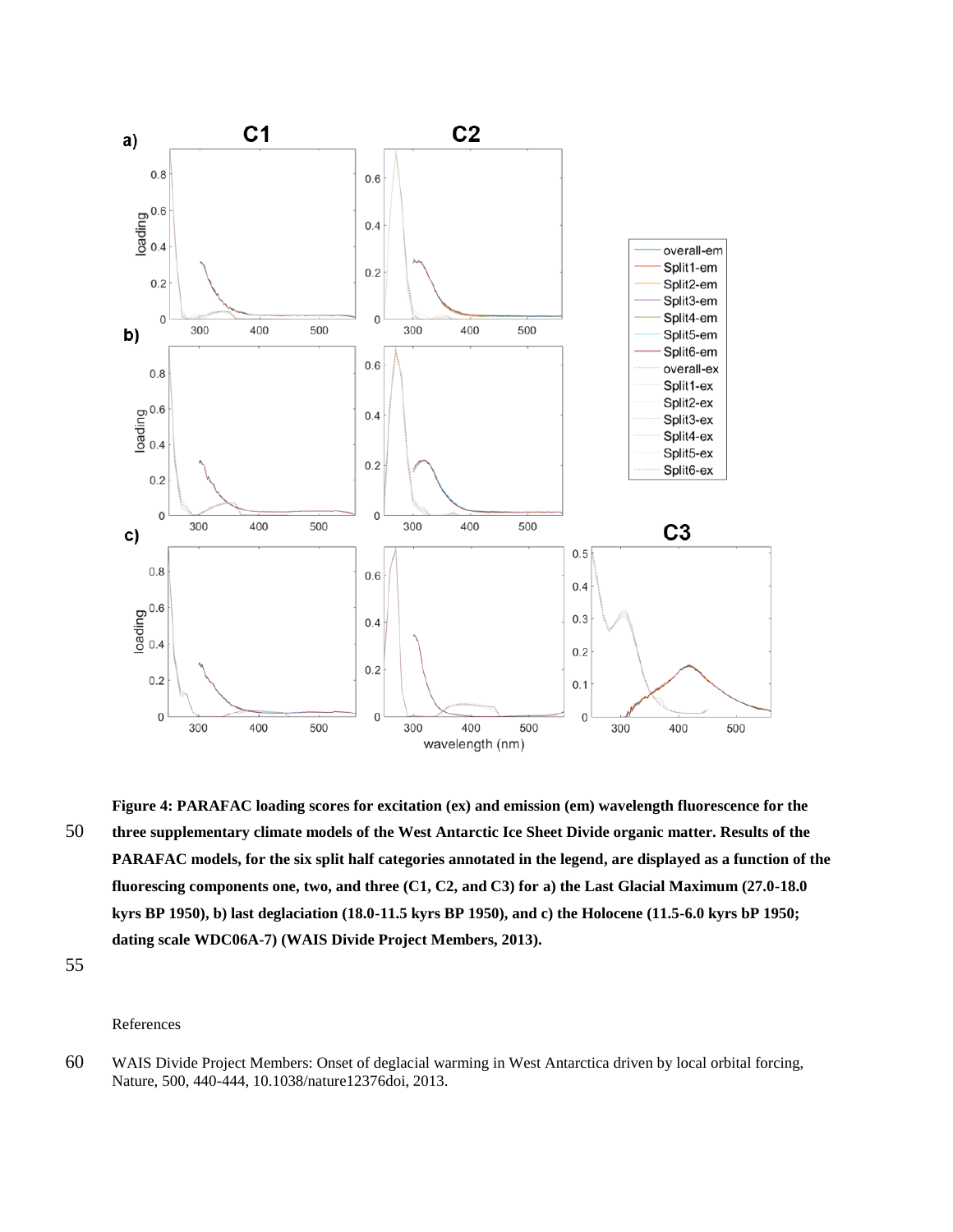a)

C1

C2

0.8

0.6

loading

0.4

0.2

0

300 400 500

0.6

0.4

0.2

0

300 400 500

overall-em
Split1-em
Split2-em
Split3-em
Split4-em
Split5-em
Split6-em
overall-ex
Split1-ex
Split2-ex
Split3-ex
Split4-ex
Split5-ex
Split6-ex

b)

0.8

0.6

loading

0.4

0.2

0

300 400 500

0.6

0.4

0.2

0

300 400 500

c)

C3

0.8

0.6

loading

0.4

0.2

0

300 400 500

0.6

0.4

0.2

0

300 400 500

wavelength (nm)

0.5

0.4

0.3

0.2

0.1

0

300 400 500

**Figure 4: PARAFAC loading scores for excitation (ex) and emission (em) wavelength fluorescence for the three supplementary climate models of the West Antarctic Ice Sheet Divide organic matter. Results of the PARAFAC models, for the six split half categories annotated in the legend, are displayed as a function of the fluorescing components one, two, and three (C1, C2, and C3) for a) the Last Glacial Maximum (27.0-18.0 kyrs BP 1950), b) last deglaciation (18.0-11.5 kyrs BP 1950), and c) the Holocene (11.5-6.0 kyrs bP 1950; dating scale WDC06A-7) (WAIS Divide Project Members, 2013).**

References

WAIS Divide Project Members: Onset of deglacial warming in West Antarctica driven by local orbital forcing, Nature, 500, 440-444, 10.1038/nature12376doi, 2013.